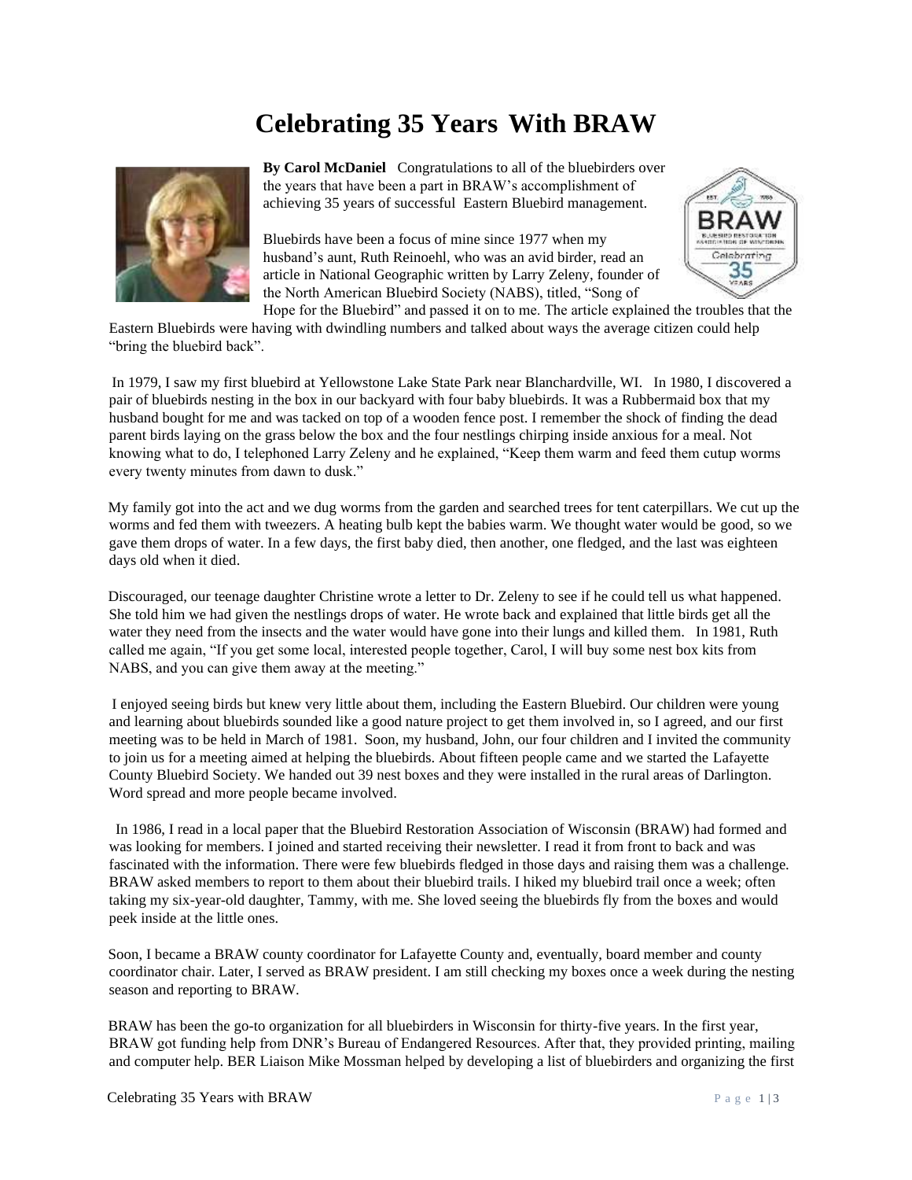# Celebrating 35 Years With BRAW

**By Carol McDaniel** Congratulations to all of the bluebirders over the years that have been a part in BRAW's accomplishment of achieving 35 years of successful Eastern Bluebird management.

Bluebirds have been a focus of mine since 1977 when my husband's aunt, Ruth Reinoehl, who was an avid birder, read an article in National Geographic written by Larry Zeleny, founder of the North American Bluebird Society (NABS), titled, "Song of Hope for the Bluebird" and passed it on to me. The article explained the troubles that the Eastern Bluebirds were having with dwindling numbers and talked about ways the average citizen could help "bring the bluebird back".

In 1979, I saw my first bluebird at Yellowstone Lake State Park near Blanchardville, WI. In 1980, I discovered a pair of bluebirds nesting in the box in our backyard with four baby bluebirds. It was a Rubbermaid box that my husband bought for me and was tacked on top of a wooden fence post. I remember the shock of finding the dead parent birds laying on the grass below the box and the four nestlings chirping inside anxious for a meal. Not knowing what to do, I telephoned Larry Zeleny and he explained, "Keep them warm and feed them cutup worms every twenty minutes from dawn to dusk."

My family got into the act and we dug worms from the garden and searched trees for tent caterpillars. We cut up the worms and fed them with tweezers. A heating bulb kept the babies warm. We thought water would be good, so we gave them drops of water. In a few days, the first baby died, then another, one fledged, and the last was eighteen days old when it died.

Discouraged, our teenage daughter Christine wrote a letter to Dr. Zeleny to see if he could tell us what happened. She told him we had given the nestlings drops of water. He wrote back and explained that little birds get all the water they need from the insects and the water would have gone into their lungs and killed them. In 1981, Ruth called me again, "If you get some local, interested people together, Carol, I will buy some nest box kits from NABS, and you can give them away at the meeting."

I enjoyed seeing birds but knew very little about them, including the Eastern Bluebird. Our children were young and learning about bluebirds sounded like a good nature project to get them involved in, so I agreed, and our first meeting was to be held in March of 1981. Soon, my husband, John, our four children and I invited the community to join us for a meeting aimed at helping the bluebirds. About fifteen people came and we started the Lafayette County Bluebird Society. We handed out 39 nest boxes and they were installed in the rural areas of Darlington. Word spread and more people became involved.

In 1986, I read in a local paper that the Bluebird Restoration Association of Wisconsin (BRAW) had formed and was looking for members. I joined and started receiving their newsletter. I read it from front to back and was fascinated with the information. There were few bluebirds fledged in those days and raising them was a challenge. BRAW asked members to report to them about their bluebird trails. I hiked my bluebird trail once a week; often taking my six-year-old daughter, Tammy, with me. She loved seeing the bluebirds fly from the boxes and would peek inside at the little ones.

Soon, I became a BRAW county coordinator for Lafayette County and, eventually, board member and county coordinator chair. Later, I served as BRAW president. I am still checking my boxes once a week during the nesting season and reporting to BRAW.

BRAW has been the go-to organization for all bluebirders in Wisconsin for thirty-five years. In the first year, BRAW got funding help from DNR's Bureau of Endangered Resources. After that, they provided printing, mailing and computer help. BER Liaison Mike Mossman helped by developing a list of bluebirders and organizing the first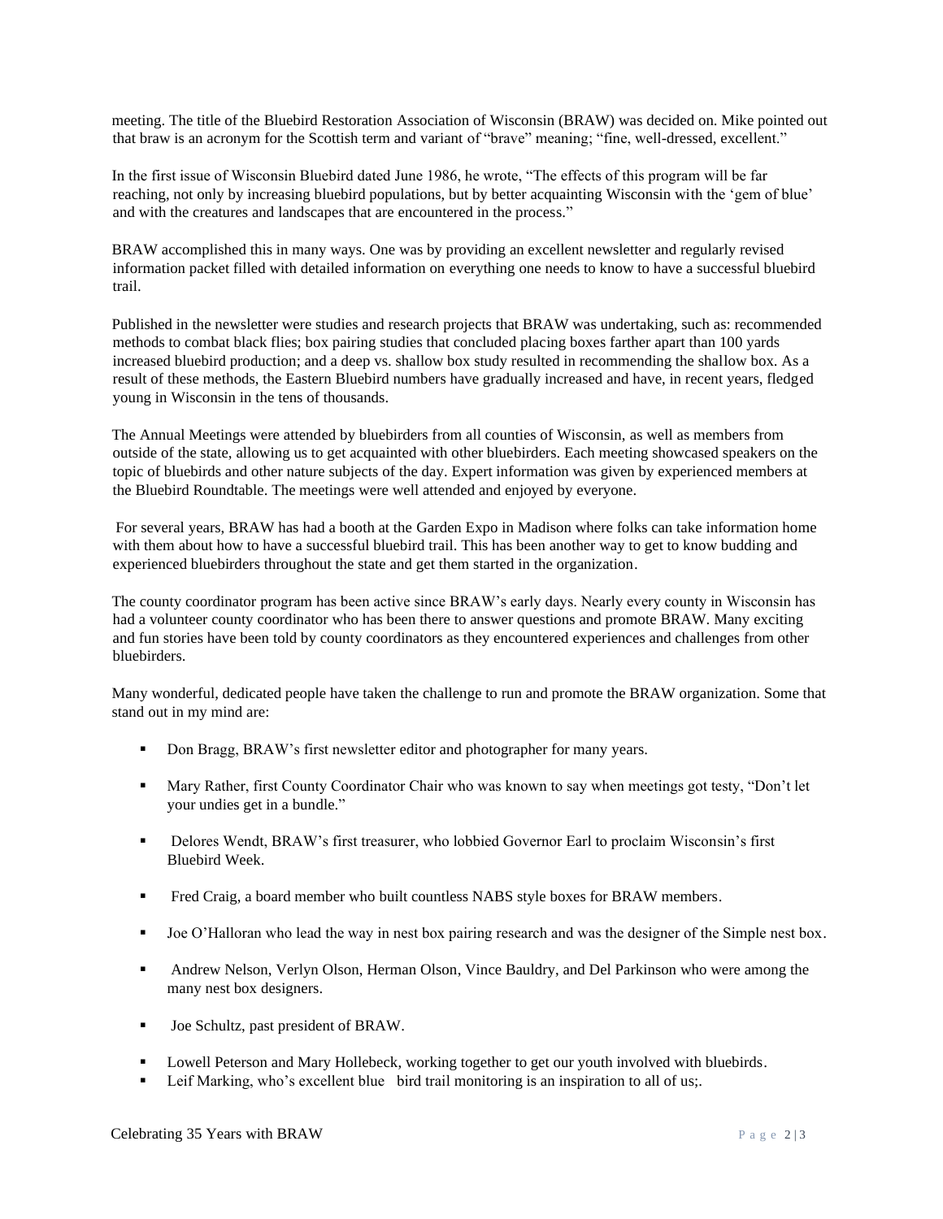meeting. The title of the Bluebird Restoration Association of Wisconsin (BRAW) was decided on. Mike pointed out that braw is an acronym for the Scottish term and variant of "brave" meaning; "fine, well-dressed, excellent."

In the first issue of Wisconsin Bluebird dated June 1986, he wrote, "The effects of this program will be far reaching, not only by increasing bluebird populations, but by better acquainting Wisconsin with the 'gem of blue' and with the creatures and landscapes that are encountered in the process."

BRAW accomplished this in many ways. One was by providing an excellent newsletter and regularly revised information packet filled with detailed information on everything one needs to know to have a successful bluebird trail.

Published in the newsletter were studies and research projects that BRAW was undertaking, such as: recommended methods to combat black flies; box pairing studies that concluded placing boxes farther apart than 100 yards increased bluebird production; and a deep vs. shallow box study resulted in recommending the shallow box. As a result of these methods, the Eastern Bluebird numbers have gradually increased and have, in recent years, fledged young in Wisconsin in the tens of thousands.

The Annual Meetings were attended by bluebirders from all counties of Wisconsin, as well as members from outside of the state, allowing us to get acquainted with other bluebirders. Each meeting showcased speakers on the topic of bluebirds and other nature subjects of the day. Expert information was given by experienced members at the Bluebird Roundtable. The meetings were well attended and enjoyed by everyone.

For several years, BRAW has had a booth at the Garden Expo in Madison where folks can take information home with them about how to have a successful bluebird trail. This has been another way to get to know budding and experienced bluebirders throughout the state and get them started in the organization.

The county coordinator program has been active since BRAW's early days. Nearly every county in Wisconsin has had a volunteer county coordinator who has been there to answer questions and promote BRAW. Many exciting and fun stories have been told by county coordinators as they encountered experiences and challenges from other bluebirders.

Many wonderful, dedicated people have taken the challenge to run and promote the BRAW organization. Some that stand out in my mind are:

- Don Bragg, BRAW's first newsletter editor and photographer for many years.
- Mary Rather, first County Coordinator Chair who was known to say when meetings got testy, "Don't let your undies get in a bundle."
- Delores Wendt, BRAW's first treasurer, who lobbied Governor Earl to proclaim Wisconsin's first Bluebird Week.
- Fred Craig, a board member who built countless NABS style boxes for BRAW members.
- Joe O'Halloran who lead the way in nest box pairing research and was the designer of the Simple nest box.
- Andrew Nelson, Verlyn Olson, Herman Olson, Vince Bauldry, and Del Parkinson who were among the many nest box designers.
- Joe Schultz, past president of BRAW.
- Lowell Peterson and Mary Hollebeck, working together to get our youth involved with bluebirds.
- Leif Marking, who's excellent blue bird trail monitoring is an inspiration to all of us;.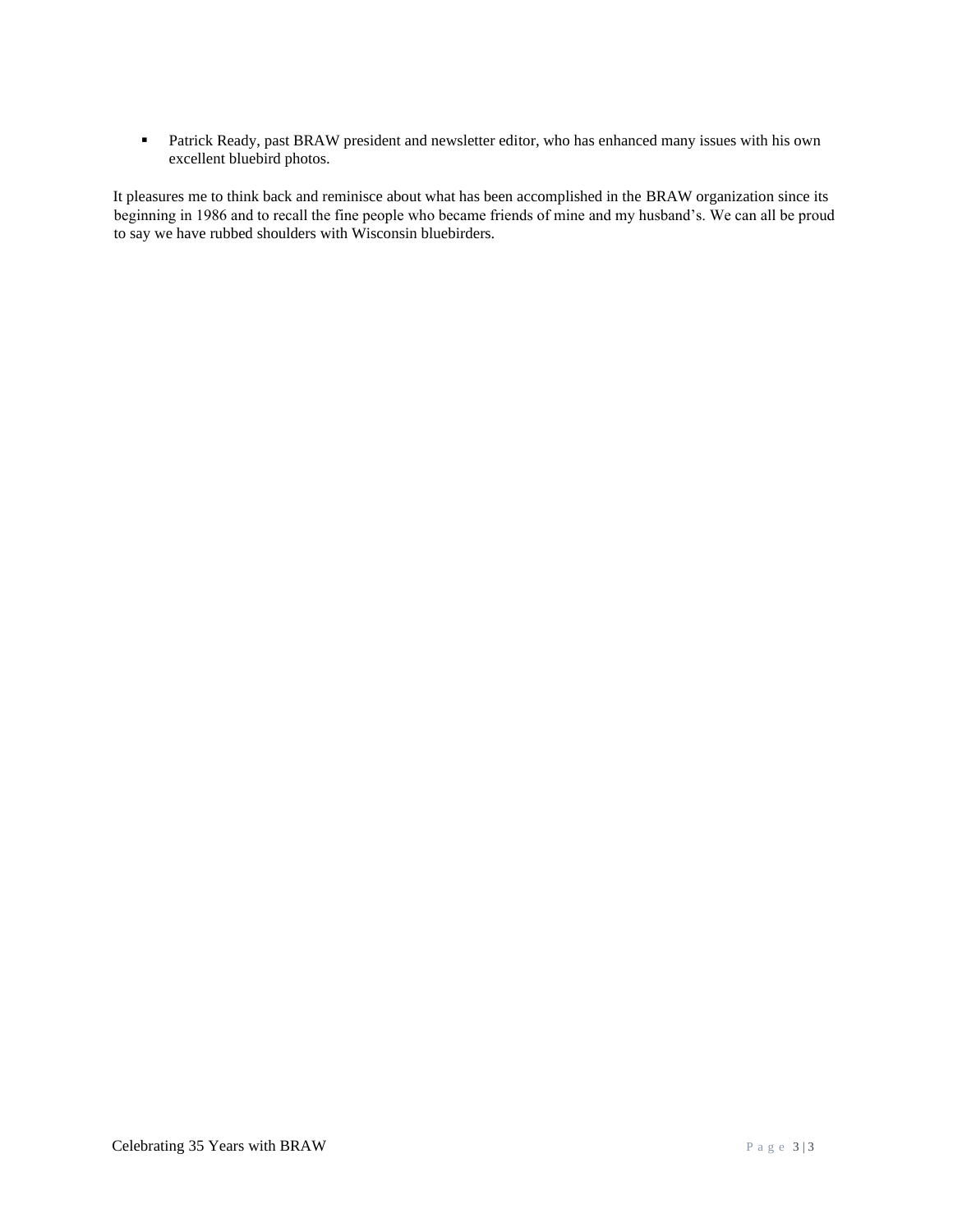- Patrick Ready, past BRAW president and newsletter editor, who has enhanced many issues with his own excellent bluebird photos.

It pleasures me to think back and reminisce about what has been accomplished in the BRAW organization since its beginning in 1986 and to recall the fine people who became friends of mine and my husband's. We can all be proud to say we have rubbed shoulders with Wisconsin bluebirders.